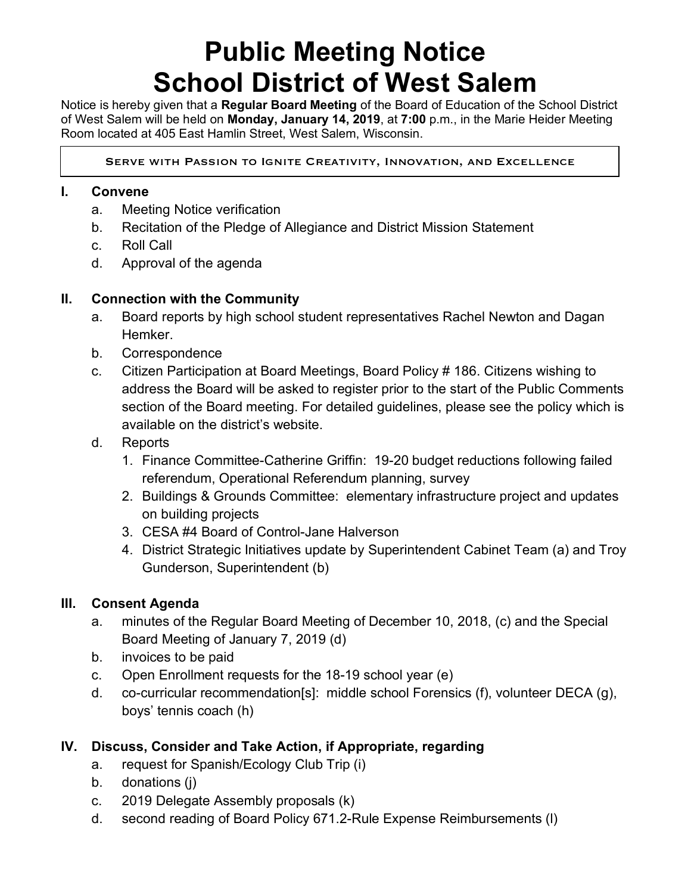# Public Meeting Notice
# School District of West Salem

Notice is hereby given that a **Regular Board Meeting** of the Board of Education of the School District of West Salem will be held on **Monday, January 14, 2019**, at **7:00** p.m., in the Marie Heider Meeting Room located at 405 East Hamlin Street, West Salem, Wisconsin.

| Serve with Passion to Ignite Creativity, Innovation, and Excellence |
|---|

## I. Convene

a. Meeting Notice verification
b. Recitation of the Pledge of Allegiance and District Mission Statement
c. Roll Call
d. Approval of the agenda

## II. Connection with the Community

a. Board reports by high school student representatives Rachel Newton and Dagan Hemker.
b. Correspondence
c. Citizen Participation at Board Meetings, Board Policy # 186. Citizens wishing to address the Board will be asked to register prior to the start of the Public Comments section of the Board meeting. For detailed guidelines, please see the policy which is available on the district's website.
d. Reports
   1. Finance Committee-Catherine Griffin: 19-20 budget reductions following failed referendum, Operational Referendum planning, survey
   2. Buildings & Grounds Committee: elementary infrastructure project and updates on building projects
   3. CESA #4 Board of Control-Jane Halverson
   4. District Strategic Initiatives update by Superintendent Cabinet Team (a) and Troy Gunderson, Superintendent (b)

## III. Consent Agenda

a. minutes of the Regular Board Meeting of December 10, 2018, (c) and the Special Board Meeting of January 7, 2019 (d)
b. invoices to be paid
c. Open Enrollment requests for the 18-19 school year (e)
d. co-curricular recommendation[s]: middle school Forensics (f), volunteer DECA (g), boys' tennis coach (h)

## IV. Discuss, Consider and Take Action, if Appropriate, regarding

a. request for Spanish/Ecology Club Trip (i)
b. donations (j)
c. 2019 Delegate Assembly proposals (k)
d. second reading of Board Policy 671.2-Rule Expense Reimbursements (l)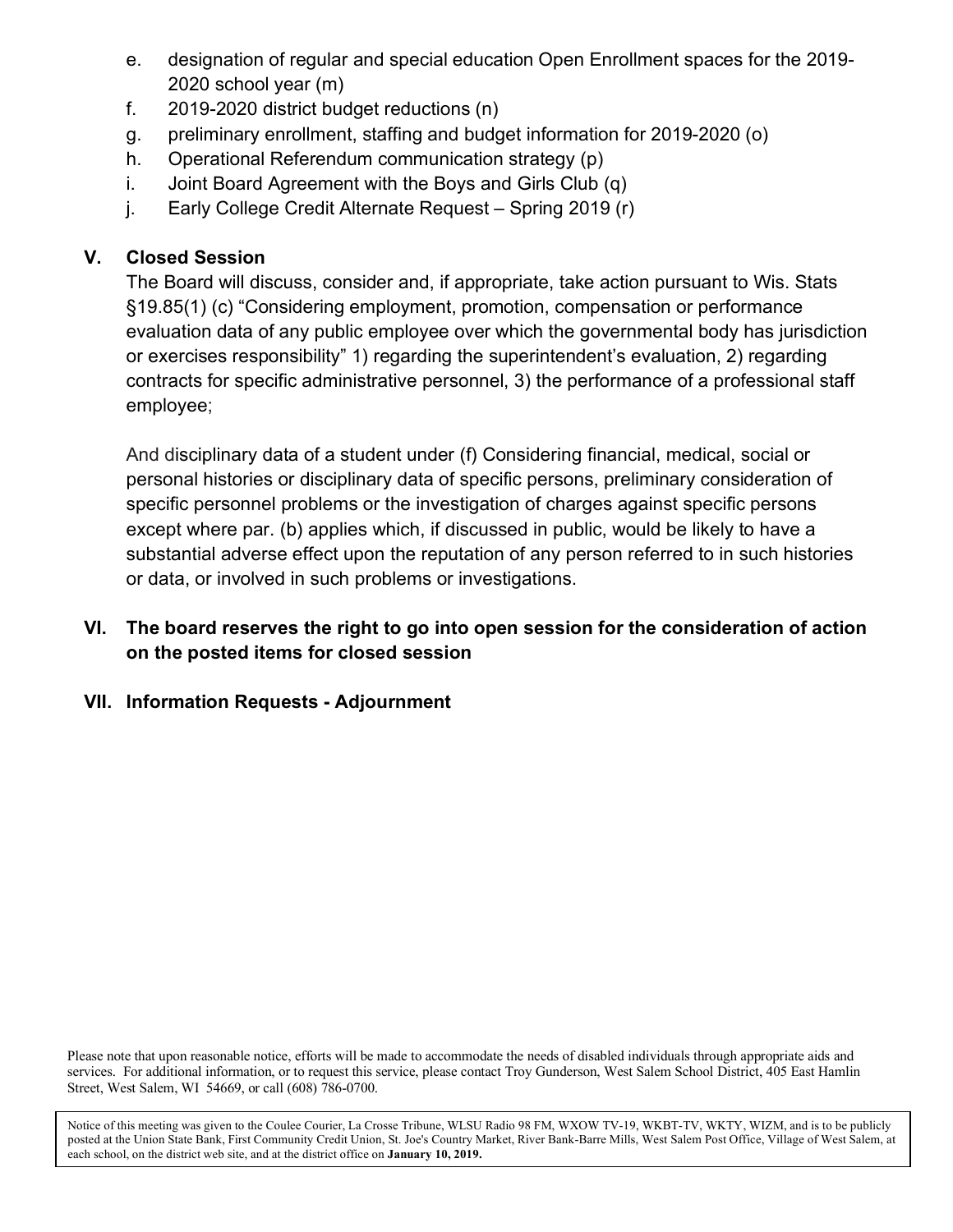e. designation of regular and special education Open Enrollment spaces for the 2019-2020 school year (m)
f. 2019-2020 district budget reductions (n)
g. preliminary enrollment, staffing and budget information for 2019-2020 (o)
h. Operational Referendum communication strategy (p)
i. Joint Board Agreement with the Boys and Girls Club (q)
j. Early College Credit Alternate Request – Spring 2019 (r)

## V. Closed Session

The Board will discuss, consider and, if appropriate, take action pursuant to Wis. Stats §19.85(1) (c) "Considering employment, promotion, compensation or performance evaluation data of any public employee over which the governmental body has jurisdiction or exercises responsibility" 1) regarding the superintendent's evaluation, 2) regarding contracts for specific administrative personnel, 3) the performance of a professional staff employee;

And disciplinary data of a student under (f) Considering financial, medical, social or personal histories or disciplinary data of specific persons, preliminary consideration of specific personnel problems or the investigation of charges against specific persons except where par. (b) applies which, if discussed in public, would be likely to have a substantial adverse effect upon the reputation of any person referred to in such histories or data, or involved in such problems or investigations.

## VI. The board reserves the right to go into open session for the consideration of action on the posted items for closed session

## VII. Information Requests - Adjournment

Please note that upon reasonable notice, efforts will be made to accommodate the needs of disabled individuals through appropriate aids and services. For additional information, or to request this service, please contact Troy Gunderson, West Salem School District, 405 East Hamlin Street, West Salem, WI 54669, or call (608) 786-0700.

Notice of this meeting was given to the Coulee Courier, La Crosse Tribune, WLSU Radio 98 FM, WXOW TV-19, WKBT-TV, WKTY, WIZM, and is to be publicly posted at the Union State Bank, First Community Credit Union, St. Joe's Country Market, River Bank-Barre Mills, West Salem Post Office, Village of West Salem, at each school, on the district web site, and at the district office on **January 10, 2019.**